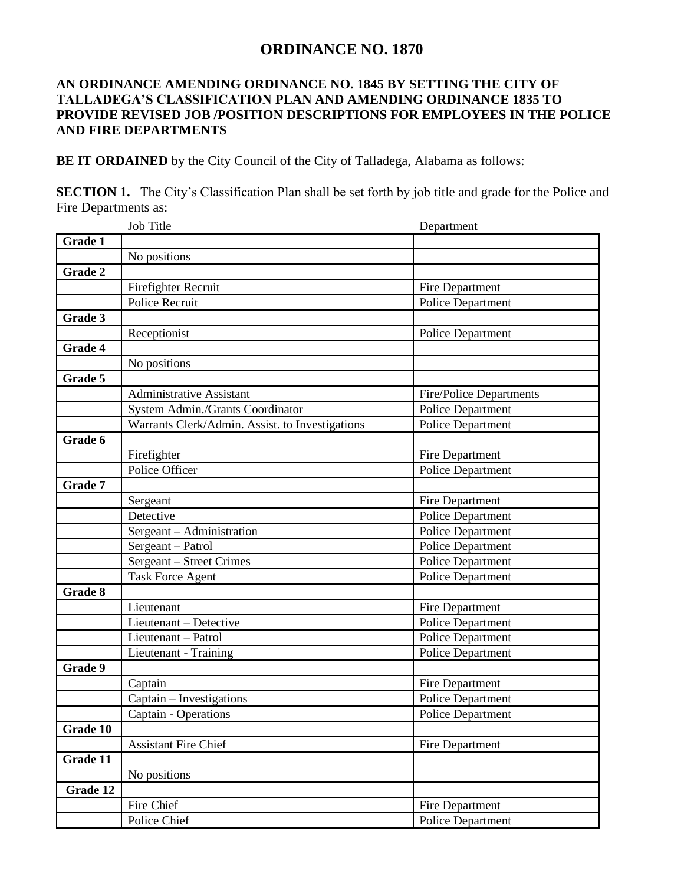# ORDINANCE NO. 1870

## AN ORDINANCE AMENDING ORDINANCE NO. 1845 BY SETTING THE CITY OF TALLADEGA'S CLASSIFICATION PLAN AND AMENDING ORDINANCE 1835 TO PROVIDE REVISED JOB /POSITION DESCRIPTIONS FOR EMPLOYEES IN THE POLICE AND FIRE DEPARTMENTS

**BE IT ORDAINED** by the City Council of the City of Talladega, Alabama as follows:

**SECTION 1.** The City's Classification Plan shall be set forth by job title and grade for the Police and Fire Departments as:

| | Job Title | Department |
|---|---|---|
| **Grade 1** | | |
| | No positions | |
| **Grade 2** | | |
| | Firefighter Recruit | Fire Department |
| | Police Recruit | Police Department |
| **Grade 3** | | |
| | Receptionist | Police Department |
| **Grade 4** | | |
| | No positions | |
| **Grade 5** | | |
| | Administrative Assistant | Fire/Police Departments |
| | System Admin./Grants Coordinator | Police Department |
| | Warrants Clerk/Admin. Assist. to Investigations | Police Department |
| **Grade 6** | | |
| | Firefighter | Fire Department |
| | Police Officer | Police Department |
| **Grade 7** | | |
| | Sergeant | Fire Department |
| | Detective | Police Department |
| | Sergeant – Administration | Police Department |
| | Sergeant – Patrol | Police Department |
| | Sergeant – Street Crimes | Police Department |
| | Task Force Agent | Police Department |
| **Grade 8** | | |
| | Lieutenant | Fire Department |
| | Lieutenant – Detective | Police Department |
| | Lieutenant – Patrol | Police Department |
| | Lieutenant - Training | Police Department |
| **Grade 9** | | |
| | Captain | Fire Department |
| | Captain – Investigations | Police Department |
| | Captain - Operations | Police Department |
| **Grade 10** | | |
| | Assistant Fire Chief | Fire Department |
| **Grade 11** | | |
| | No positions | |
| **Grade 12** | | |
| | Fire Chief | Fire Department |
| | Police Chief | Police Department |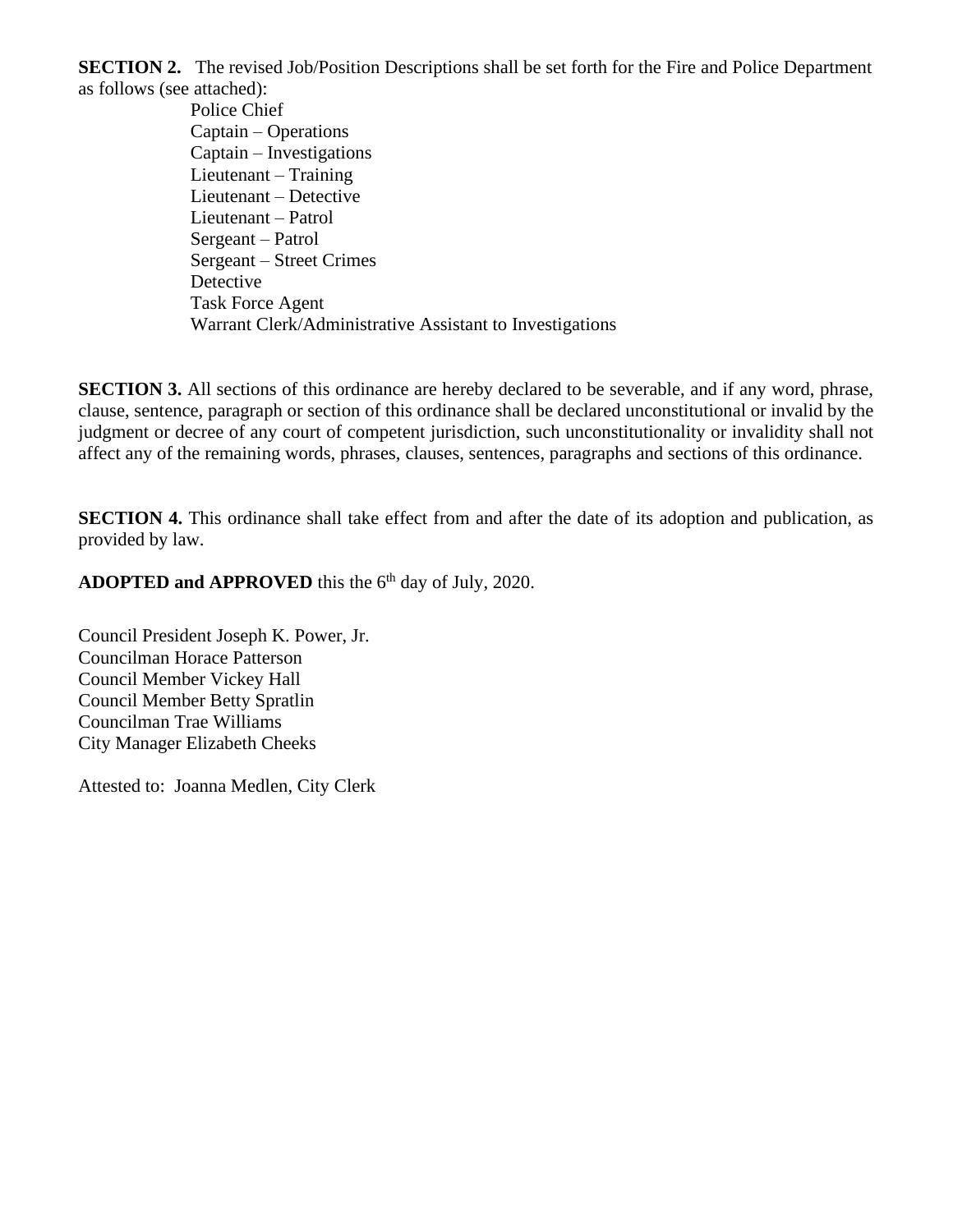**SECTION 2.** The revised Job/Position Descriptions shall be set forth for the Fire and Police Department as follows (see attached):

Police Chief
Captain – Operations
Captain – Investigations
Lieutenant – Training
Lieutenant – Detective
Lieutenant – Patrol
Sergeant – Patrol
Sergeant – Street Crimes
Detective
Task Force Agent
Warrant Clerk/Administrative Assistant to Investigations

**SECTION 3.** All sections of this ordinance are hereby declared to be severable, and if any word, phrase, clause, sentence, paragraph or section of this ordinance shall be declared unconstitutional or invalid by the judgment or decree of any court of competent jurisdiction, such unconstitutionality or invalidity shall not affect any of the remaining words, phrases, clauses, sentences, paragraphs and sections of this ordinance.

**SECTION 4.** This ordinance shall take effect from and after the date of its adoption and publication, as provided by law.

**ADOPTED and APPROVED** this the 6th day of July, 2020.

Council President Joseph K. Power, Jr.
Councilman Horace Patterson
Council Member Vickey Hall
Council Member Betty Spratlin
Councilman Trae Williams
City Manager Elizabeth Cheeks

Attested to: Joanna Medlen, City Clerk